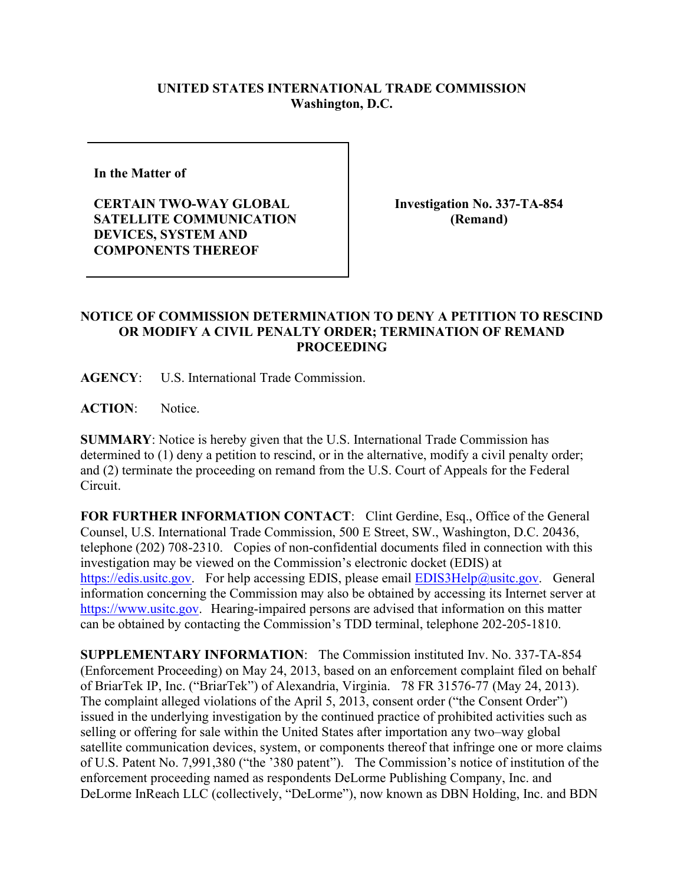**UNITED STATES INTERNATIONAL TRADE COMMISSION**
**Washington, D.C.**

**In the Matter of**

**CERTAIN TWO-WAY GLOBAL SATELLITE COMMUNICATION DEVICES, SYSTEM AND COMPONENTS THEREOF**

**Investigation No. 337-TA-854 (Remand)**

**NOTICE OF COMMISSION DETERMINATION TO DENY A PETITION TO RESCIND OR MODIFY A CIVIL PENALTY ORDER; TERMINATION OF REMAND PROCEEDING**

**AGENCY**: U.S. International Trade Commission.

**ACTION**: Notice.

**SUMMARY**: Notice is hereby given that the U.S. International Trade Commission has determined to (1) deny a petition to rescind, or in the alternative, modify a civil penalty order; and (2) terminate the proceeding on remand from the U.S. Court of Appeals for the Federal Circuit.

**FOR FURTHER INFORMATION CONTACT**: Clint Gerdine, Esq., Office of the General Counsel, U.S. International Trade Commission, 500 E Street, SW., Washington, D.C. 20436, telephone (202) 708-2310. Copies of non-confidential documents filed in connection with this investigation may be viewed on the Commission's electronic docket (EDIS) at https://edis.usitc.gov. For help accessing EDIS, please email EDIS3Help@usitc.gov. General information concerning the Commission may also be obtained by accessing its Internet server at https://www.usitc.gov. Hearing-impaired persons are advised that information on this matter can be obtained by contacting the Commission's TDD terminal, telephone 202-205-1810.

**SUPPLEMENTARY INFORMATION**: The Commission instituted Inv. No. 337-TA-854 (Enforcement Proceeding) on May 24, 2013, based on an enforcement complaint filed on behalf of BriarTek IP, Inc. ("BriarTek") of Alexandria, Virginia. 78 FR 31576-77 (May 24, 2013). The complaint alleged violations of the April 5, 2013, consent order ("the Consent Order") issued in the underlying investigation by the continued practice of prohibited activities such as selling or offering for sale within the United States after importation any two–way global satellite communication devices, system, or components thereof that infringe one or more claims of U.S. Patent No. 7,991,380 ("the '380 patent"). The Commission's notice of institution of the enforcement proceeding named as respondents DeLorme Publishing Company, Inc. and DeLorme InReach LLC (collectively, "DeLorme"), now known as DBN Holding, Inc. and BDN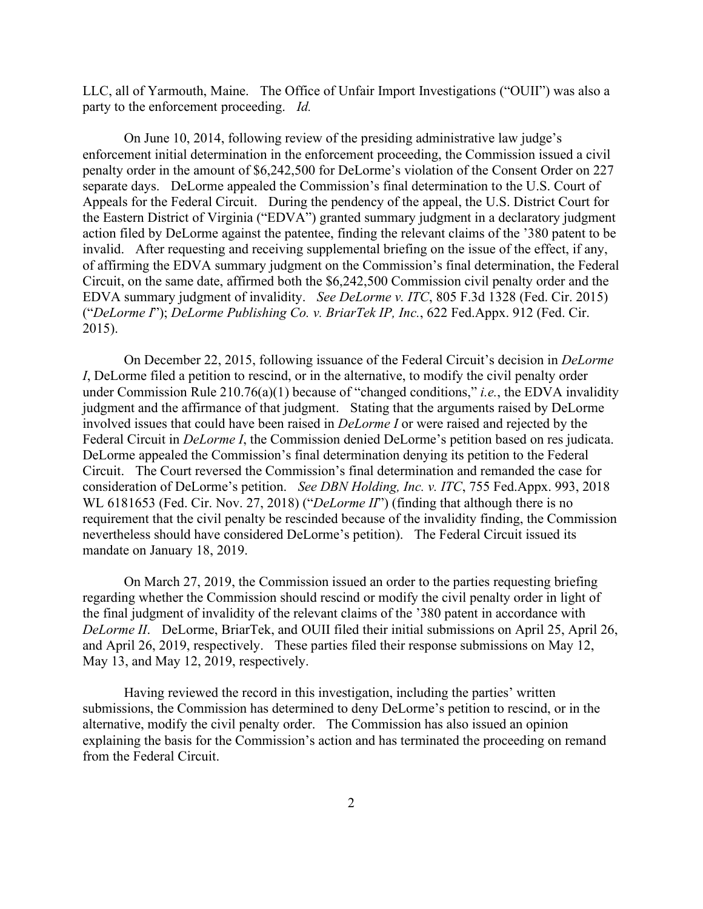LLC, all of Yarmouth, Maine. The Office of Unfair Import Investigations ("OUII") was also a party to the enforcement proceeding. *Id.*

On June 10, 2014, following review of the presiding administrative law judge's enforcement initial determination in the enforcement proceeding, the Commission issued a civil penalty order in the amount of $6,242,500 for DeLorme's violation of the Consent Order on 227 separate days. DeLorme appealed the Commission's final determination to the U.S. Court of Appeals for the Federal Circuit. During the pendency of the appeal, the U.S. District Court for the Eastern District of Virginia ("EDVA") granted summary judgment in a declaratory judgment action filed by DeLorme against the patentee, finding the relevant claims of the '380 patent to be invalid. After requesting and receiving supplemental briefing on the issue of the effect, if any, of affirming the EDVA summary judgment on the Commission's final determination, the Federal Circuit, on the same date, affirmed both the $6,242,500 Commission civil penalty order and the EDVA summary judgment of invalidity. *See DeLorme v. ITC*, 805 F.3d 1328 (Fed. Cir. 2015) ("*DeLorme I*"); *DeLorme Publishing Co. v. BriarTek IP, Inc.*, 622 Fed.Appx. 912 (Fed. Cir. 2015).

On December 22, 2015, following issuance of the Federal Circuit's decision in *DeLorme I*, DeLorme filed a petition to rescind, or in the alternative, to modify the civil penalty order under Commission Rule 210.76(a)(1) because of "changed conditions," *i.e.*, the EDVA invalidity judgment and the affirmance of that judgment. Stating that the arguments raised by DeLorme involved issues that could have been raised in *DeLorme I* or were raised and rejected by the Federal Circuit in *DeLorme I*, the Commission denied DeLorme's petition based on res judicata. DeLorme appealed the Commission's final determination denying its petition to the Federal Circuit. The Court reversed the Commission's final determination and remanded the case for consideration of DeLorme's petition. *See DBN Holding, Inc. v. ITC*, 755 Fed.Appx. 993, 2018 WL 6181653 (Fed. Cir. Nov. 27, 2018) ("*DeLorme II*") (finding that although there is no requirement that the civil penalty be rescinded because of the invalidity finding, the Commission nevertheless should have considered DeLorme's petition). The Federal Circuit issued its mandate on January 18, 2019.

On March 27, 2019, the Commission issued an order to the parties requesting briefing regarding whether the Commission should rescind or modify the civil penalty order in light of the final judgment of invalidity of the relevant claims of the '380 patent in accordance with *DeLorme II*. DeLorme, BriarTek, and OUII filed their initial submissions on April 25, April 26, and April 26, 2019, respectively. These parties filed their response submissions on May 12, May 13, and May 12, 2019, respectively.

Having reviewed the record in this investigation, including the parties' written submissions, the Commission has determined to deny DeLorme's petition to rescind, or in the alternative, modify the civil penalty order. The Commission has also issued an opinion explaining the basis for the Commission's action and has terminated the proceeding on remand from the Federal Circuit.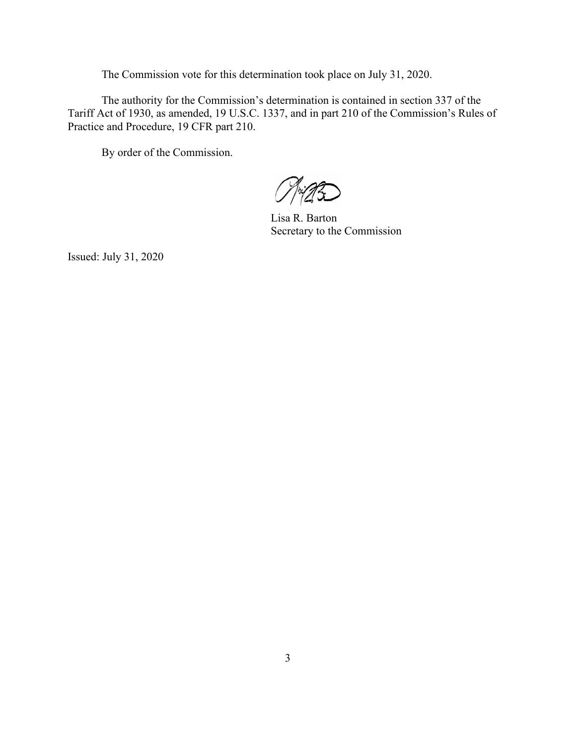The Commission vote for this determination took place on July 31, 2020.

The authority for the Commission's determination is contained in section 337 of the Tariff Act of 1930, as amended, 19 U.S.C. 1337, and in part 210 of the Commission's Rules of Practice and Procedure, 19 CFR part 210.

By order of the Commission.

Lisa R. Barton
Secretary to the Commission

Issued: July 31, 2020